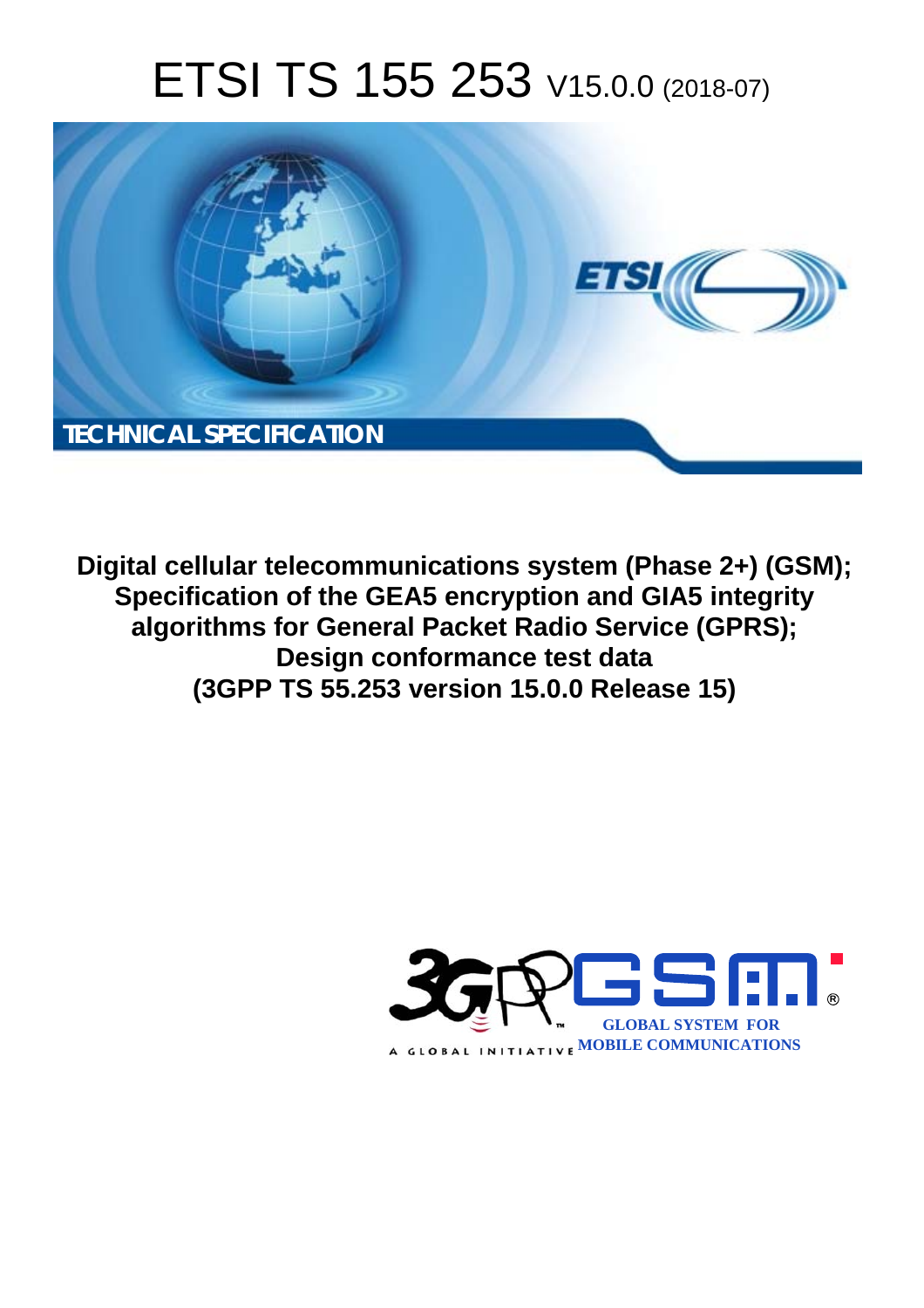# ETSI TS 155 253 V15.0.0 (2018-07)

TECHNICAL SPECIFICATION

**Digital cellular telecommunications system (Phase 2+) (GSM); Specification of the GEA5 encryption and GIA5 integrity algorithms for General Packet Radio Service (GPRS); Design conformance test data (3GPP TS 55.253 version 15.0.0 Release 15)**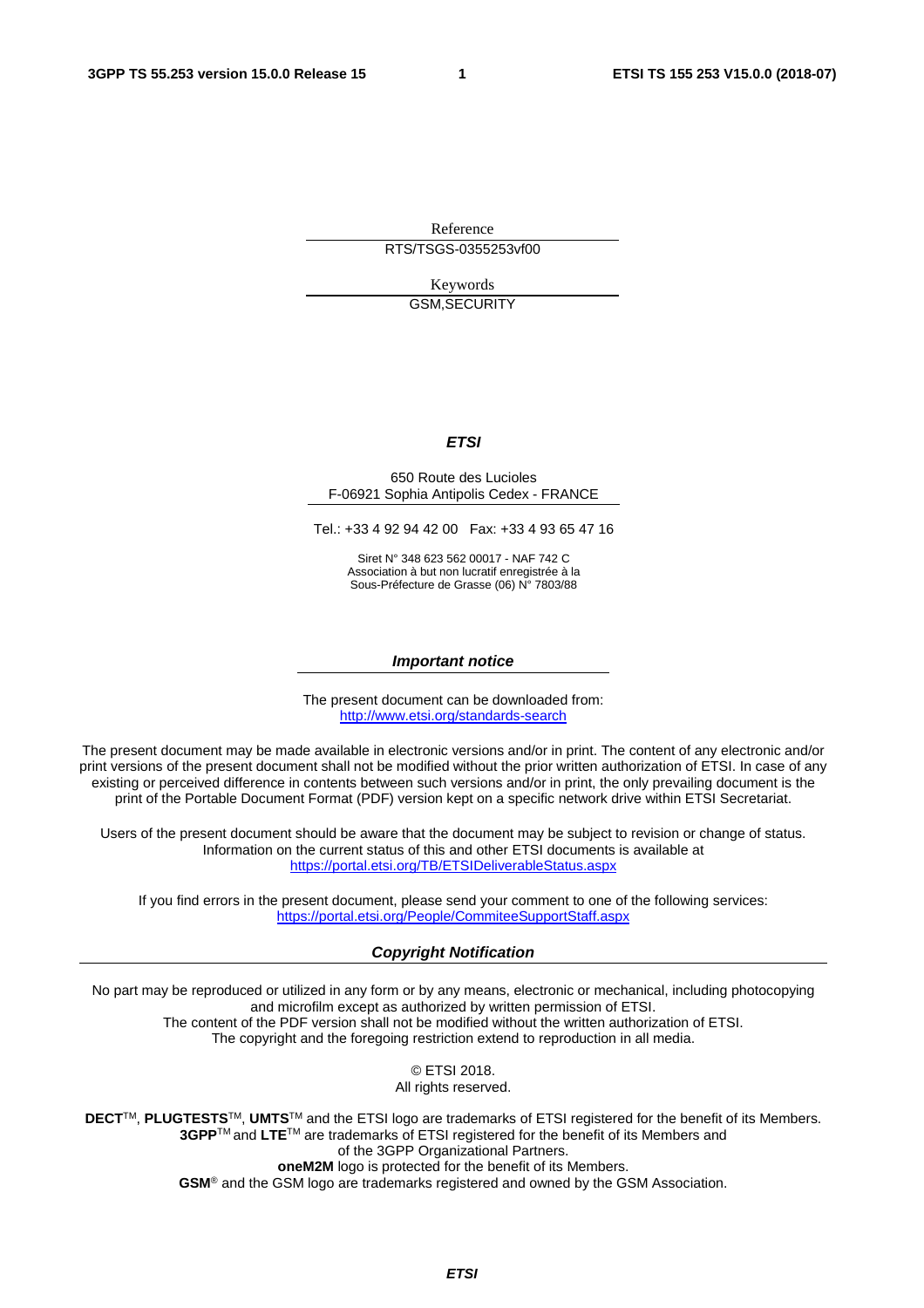Reference

RTS/TSGS-0355253vf00

Keywords

GSM,SECURITY

***ETSI***

650 Route des Lucioles
F-06921 Sophia Antipolis Cedex - FRANCE

Tel.: +33 4 92 94 42 00   Fax: +33 4 93 65 47 16

Siret N° 348 623 562 00017 - NAF 742 C
Association à but non lucratif enregistrée à la
Sous-Préfecture de Grasse (06) N° 7803/88

***Important notice***

The present document can be downloaded from:
http://www.etsi.org/standards-search

The present document may be made available in electronic versions and/or in print. The content of any electronic and/or print versions of the present document shall not be modified without the prior written authorization of ETSI. In case of any existing or perceived difference in contents between such versions and/or in print, the only prevailing document is the print of the Portable Document Format (PDF) version kept on a specific network drive within ETSI Secretariat.

Users of the present document should be aware that the document may be subject to revision or change of status. Information on the current status of this and other ETSI documents is available at
https://portal.etsi.org/TB/ETSIDeliverableStatus.aspx

If you find errors in the present document, please send your comment to one of the following services:
https://portal.etsi.org/People/CommiteeSupportStaff.aspx

***Copyright Notification***

No part may be reproduced or utilized in any form or by any means, electronic or mechanical, including photocopying and microfilm except as authorized by written permission of ETSI.
The content of the PDF version shall not be modified without the written authorization of ETSI.
The copyright and the foregoing restriction extend to reproduction in all media.

© ETSI 2018.
All rights reserved.

**DECT**™, **PLUGTESTS**™, **UMTS**™ and the ETSI logo are trademarks of ETSI registered for the benefit of its Members.
**3GPP**™ and **LTE**™ are trademarks of ETSI registered for the benefit of its Members and of the 3GPP Organizational Partners.
**oneM2M** logo is protected for the benefit of its Members.
**GSM**® and the GSM logo are trademarks registered and owned by the GSM Association.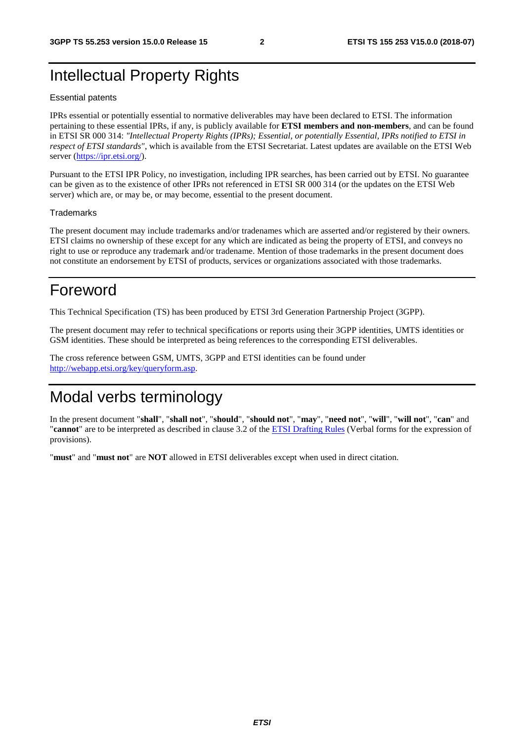# Intellectual Property Rights

### Essential patents

IPRs essential or potentially essential to normative deliverables may have been declared to ETSI. The information pertaining to these essential IPRs, if any, is publicly available for **ETSI members and non-members**, and can be found in ETSI SR 000 314: *"Intellectual Property Rights (IPRs); Essential, or potentially Essential, IPRs notified to ETSI in respect of ETSI standards"*, which is available from the ETSI Secretariat. Latest updates are available on the ETSI Web server (https://ipr.etsi.org/).

Pursuant to the ETSI IPR Policy, no investigation, including IPR searches, has been carried out by ETSI. No guarantee can be given as to the existence of other IPRs not referenced in ETSI SR 000 314 (or the updates on the ETSI Web server) which are, or may be, or may become, essential to the present document.

### Trademarks

The present document may include trademarks and/or tradenames which are asserted and/or registered by their owners. ETSI claims no ownership of these except for any which are indicated as being the property of ETSI, and conveys no right to use or reproduce any trademark and/or tradename. Mention of those trademarks in the present document does not constitute an endorsement by ETSI of products, services or organizations associated with those trademarks.

# Foreword

This Technical Specification (TS) has been produced by ETSI 3rd Generation Partnership Project (3GPP).

The present document may refer to technical specifications or reports using their 3GPP identities, UMTS identities or GSM identities. These should be interpreted as being references to the corresponding ETSI deliverables.

The cross reference between GSM, UMTS, 3GPP and ETSI identities can be found under http://webapp.etsi.org/key/queryform.asp.

# Modal verbs terminology

In the present document "**shall**", "**shall not**", "**should**", "**should not**", "**may**", "**need not**", "**will**", "**will not**", "**can**" and "**cannot**" are to be interpreted as described in clause 3.2 of the ETSI Drafting Rules (Verbal forms for the expression of provisions).

"**must**" and "**must not**" are **NOT** allowed in ETSI deliverables except when used in direct citation.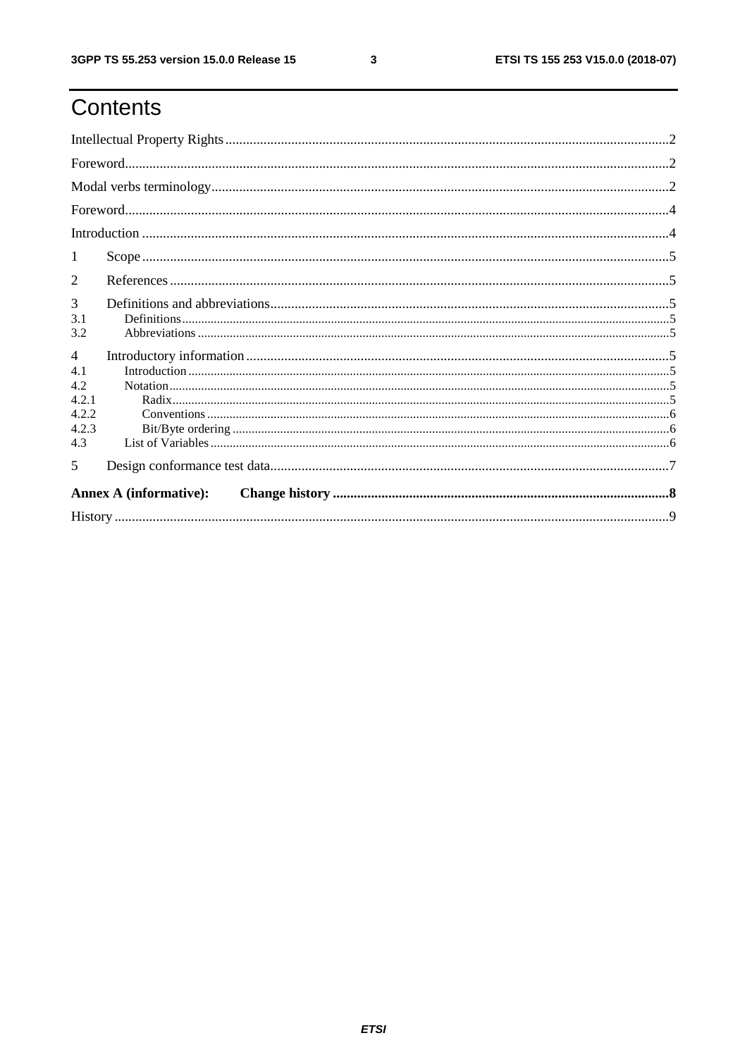# Contents

Intellectual Property Rights ..... 2

Foreword ..... 2

Modal verbs terminology ..... 2

Foreword ..... 4

Introduction ..... 4

1 Scope ..... 5

2 References ..... 5

3 Definitions and abbreviations ..... 5

3.1 Definitions ..... 5

3.2 Abbreviations ..... 5

4 Introductory information ..... 5

4.1 Introduction ..... 5

4.2 Notation ..... 5

4.2.1 Radix ..... 5

4.2.2 Conventions ..... 6

4.2.3 Bit/Byte ordering ..... 6

4.3 List of Variables ..... 6

5 Design conformance test data ..... 7

**Annex A (informative): Change history ..... 8**

History ..... 9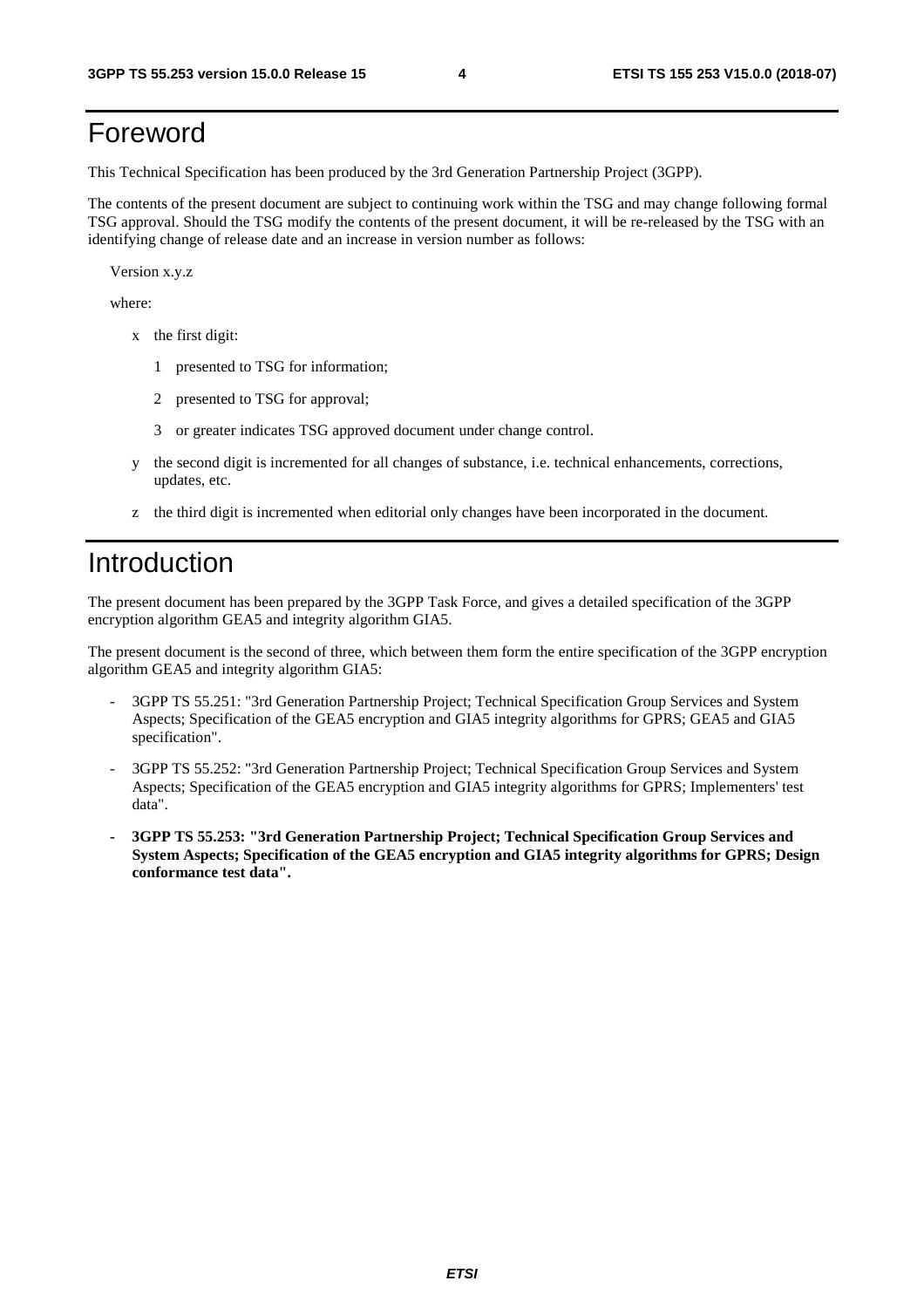# Foreword

This Technical Specification has been produced by the 3rd Generation Partnership Project (3GPP).

The contents of the present document are subject to continuing work within the TSG and may change following formal TSG approval. Should the TSG modify the contents of the present document, it will be re-released by the TSG with an identifying change of release date and an increase in version number as follows:

Version x.y.z

where:

- x the first digit:
  - 1 presented to TSG for information;
  - 2 presented to TSG for approval;
  - 3 or greater indicates TSG approved document under change control.
- y the second digit is incremented for all changes of substance, i.e. technical enhancements, corrections, updates, etc.
- z the third digit is incremented when editorial only changes have been incorporated in the document.

# Introduction

The present document has been prepared by the 3GPP Task Force, and gives a detailed specification of the 3GPP encryption algorithm GEA5 and integrity algorithm GIA5.

The present document is the second of three, which between them form the entire specification of the 3GPP encryption algorithm GEA5 and integrity algorithm GIA5:

- 3GPP TS 55.251: "3rd Generation Partnership Project; Technical Specification Group Services and System Aspects; Specification of the GEA5 encryption and GIA5 integrity algorithms for GPRS; GEA5 and GIA5 specification".
- 3GPP TS 55.252: "3rd Generation Partnership Project; Technical Specification Group Services and System Aspects; Specification of the GEA5 encryption and GIA5 integrity algorithms for GPRS; Implementers' test data".
- **3GPP TS 55.253: "3rd Generation Partnership Project; Technical Specification Group Services and System Aspects; Specification of the GEA5 encryption and GIA5 integrity algorithms for GPRS; Design conformance test data".**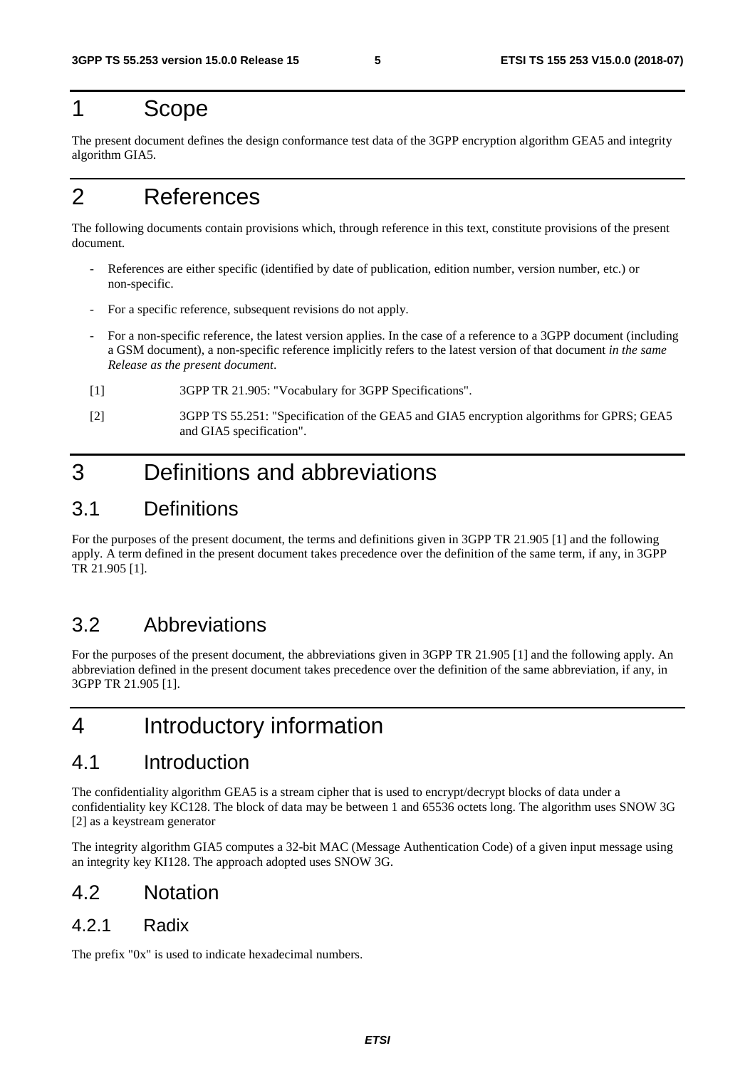# 1 Scope

The present document defines the design conformance test data of the 3GPP encryption algorithm GEA5 and integrity algorithm GIA5.

# 2 References

The following documents contain provisions which, through reference in this text, constitute provisions of the present document.

- References are either specific (identified by date of publication, edition number, version number, etc.) or non-specific.
- For a specific reference, subsequent revisions do not apply.
- For a non-specific reference, the latest version applies. In the case of a reference to a 3GPP document (including a GSM document), a non-specific reference implicitly refers to the latest version of that document *in the same Release as the present document*.

[1] 3GPP TR 21.905: "Vocabulary for 3GPP Specifications".

[2] 3GPP TS 55.251: "Specification of the GEA5 and GIA5 encryption algorithms for GPRS; GEA5 and GIA5 specification".

# 3 Definitions and abbreviations

## 3.1 Definitions

For the purposes of the present document, the terms and definitions given in 3GPP TR 21.905 [1] and the following apply. A term defined in the present document takes precedence over the definition of the same term, if any, in 3GPP TR 21.905 [1].

## 3.2 Abbreviations

For the purposes of the present document, the abbreviations given in 3GPP TR 21.905 [1] and the following apply. An abbreviation defined in the present document takes precedence over the definition of the same abbreviation, if any, in 3GPP TR 21.905 [1].

# 4 Introductory information

## 4.1 Introduction

The confidentiality algorithm GEA5 is a stream cipher that is used to encrypt/decrypt blocks of data under a confidentiality key KC128. The block of data may be between 1 and 65536 octets long. The algorithm uses SNOW 3G [2] as a keystream generator

The integrity algorithm GIA5 computes a 32-bit MAC (Message Authentication Code) of a given input message using an integrity key KI128. The approach adopted uses SNOW 3G.

## 4.2 Notation

### 4.2.1 Radix

The prefix "0x" is used to indicate hexadecimal numbers.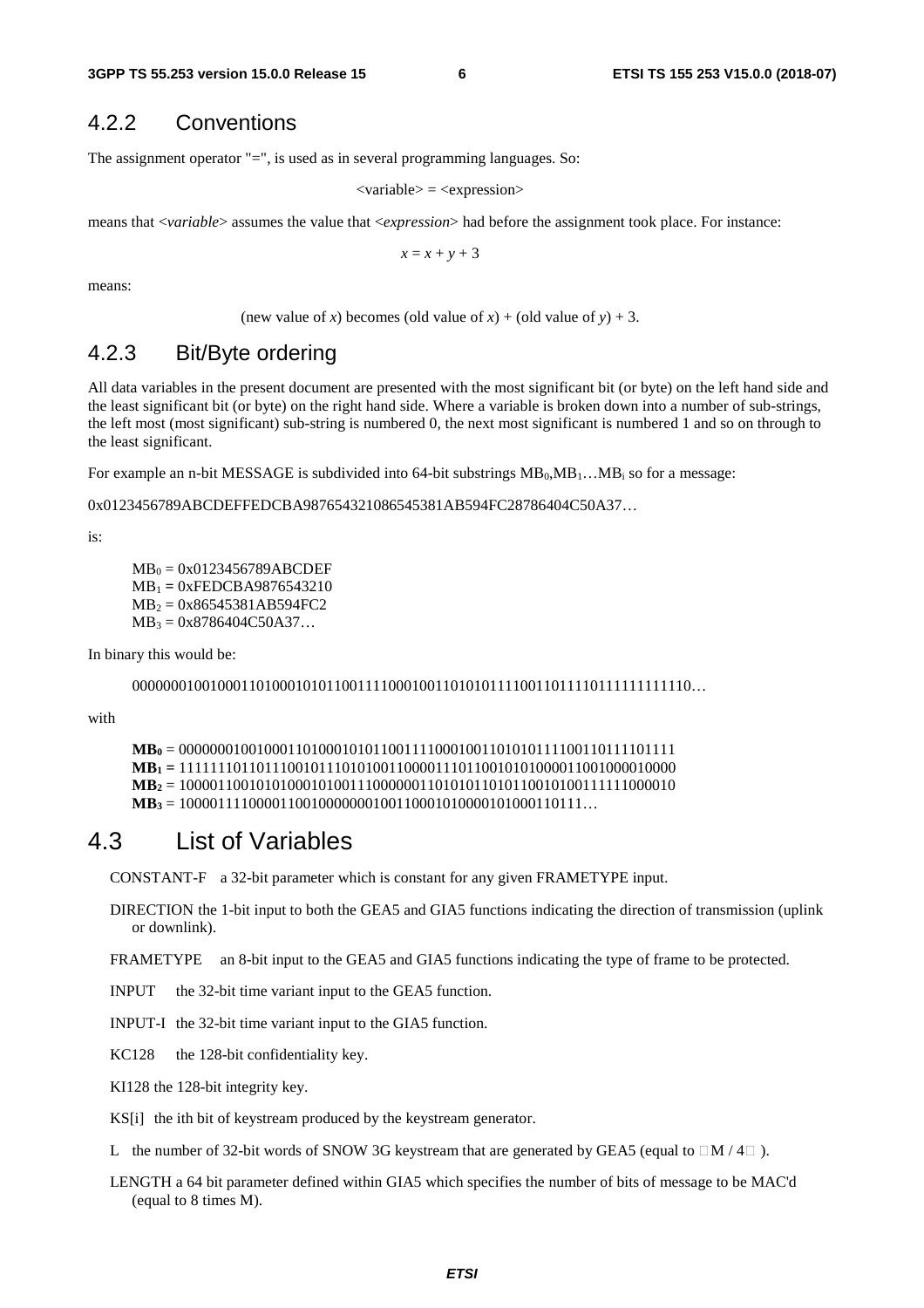### 4.2.2 Conventions

The assignment operator "=", is used as in several programming languages. So:

<variable> = <expression>

means that <*variable*> assumes the value that <*expression*> had before the assignment took place. For instance:

$$x = x + y + 3$$

means:

(new value of *x*) becomes (old value of *x*) + (old value of *y*) + 3.

### 4.2.3 Bit/Byte ordering

All data variables in the present document are presented with the most significant bit (or byte) on the left hand side and the least significant bit (or byte) on the right hand side. Where a variable is broken down into a number of sub-strings, the left most (most significant) sub-string is numbered 0, the next most significant is numbered 1 and so on through to the least significant.

For example an n-bit MESSAGE is subdivided into 64-bit substrings $MB_0$,$MB_1$…$MB_i$ so for a message:

0x0123456789ABCDEFFEDCBA987654321086545381AB594FC28786404C50A37…

is:

$MB_0$ = 0x0123456789ABCDEF
$MB_1$ = 0xFEDCBA9876543210
$MB_2$ = 0x86545381AB594FC2
$MB_3$ = 0x8786404C50A37…

In binary this would be:

000000010010001101000101011001111000100110101011110011011110111111111110…

with

**$MB_0$** = 0000000100100011010001010110011110001001101010111100110111101111
**$MB_1$** = 1111111011011100101110101001100001110110010101000011001000010000
**$MB_2$** = 1000011001010100010100111000000110101011010110010100111111000010
**$MB_3$** = 10000111100001100100000001001100010100000101000110111…

## 4.3 List of Variables

CONSTANT-F a 32-bit parameter which is constant for any given FRAMETYPE input.

DIRECTION the 1-bit input to both the GEA5 and GIA5 functions indicating the direction of transmission (uplink or downlink).

FRAMETYPE an 8-bit input to the GEA5 and GIA5 functions indicating the type of frame to be protected.

INPUT the 32-bit time variant input to the GEA5 function.

INPUT-I the 32-bit time variant input to the GIA5 function.

KC128 the 128-bit confidentiality key.

KI128 the 128-bit integrity key.

KS[i] the ith bit of keystream produced by the keystream generator.

L the number of 32-bit words of SNOW 3G keystream that are generated by GEA5 (equal to $\lceil M / 4 \rceil$).

LENGTH a 64 bit parameter defined within GIA5 which specifies the number of bits of message to be MAC'd (equal to 8 times M).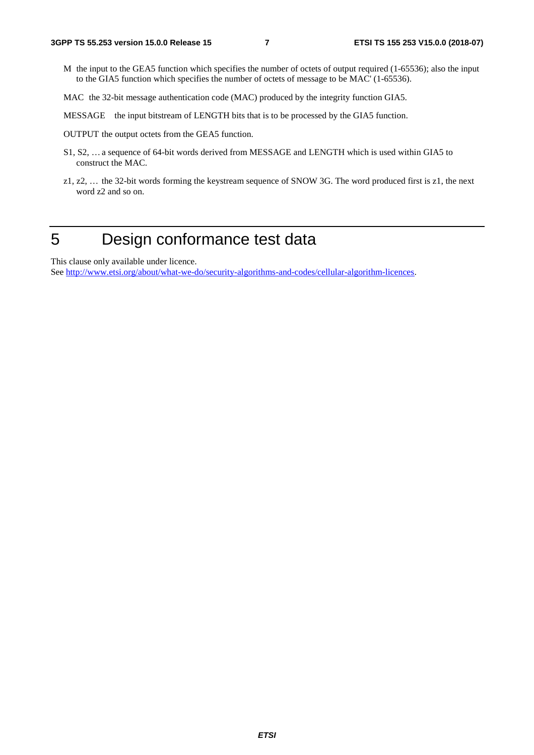M the input to the GEA5 function which specifies the number of octets of output required (1-65536); also the input to the GIA5 function which specifies the number of octets of message to be MAC' (1-65536).

MAC the 32-bit message authentication code (MAC) produced by the integrity function GIA5.

MESSAGE the input bitstream of LENGTH bits that is to be processed by the GIA5 function.

OUTPUT the output octets from the GEA5 function.

S1, S2, … a sequence of 64-bit words derived from MESSAGE and LENGTH which is used within GIA5 to construct the MAC.

z1, z2, … the 32-bit words forming the keystream sequence of SNOW 3G. The word produced first is z1, the next word z2 and so on.

# 5 Design conformance test data

This clause only available under licence.
See [http://www.etsi.org/about/what-we-do/security-algorithms-and-codes/cellular-algorithm-licences](http://www.etsi.org/about/what-we-do/security-algorithms-and-codes/cellular-algorithm-licences).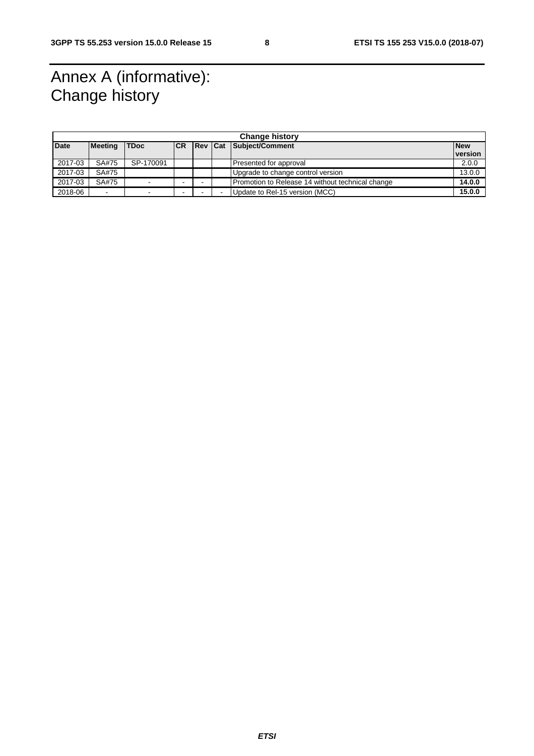# Annex A (informative): Change history

| Change history | | | | | | | |
|---|---|---|---|---|---|---|---|
| **Date** | **Meeting** | **TDoc** | **CR** | **Rev** | **Cat** | **Subject/Comment** | **New version** |
| 2017-03 | SA#75 | SP-170091 | | | | Presented for approval | 2.0.0 |
| 2017-03 | SA#75 | | | | | Upgrade to change control version | 13.0.0 |
| 2017-03 | SA#75 | - | - | - | | Promotion to Release 14 without technical change | **14.0.0** |
| 2018-06 | - | - | - | - | - | Update to Rel-15 version (MCC) | **15.0.0** |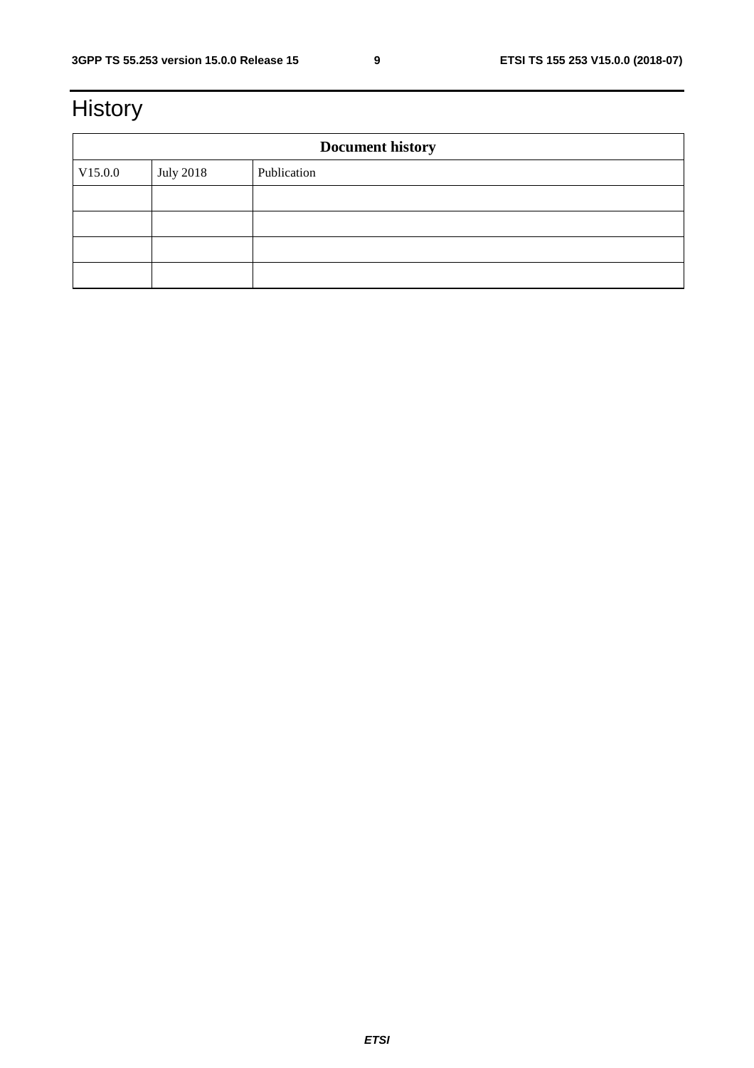# History

| Document history | | |
|---|---|---|
| V15.0.0 | July 2018 | Publication |
| | | |
| | | |
| | | |
| | | |